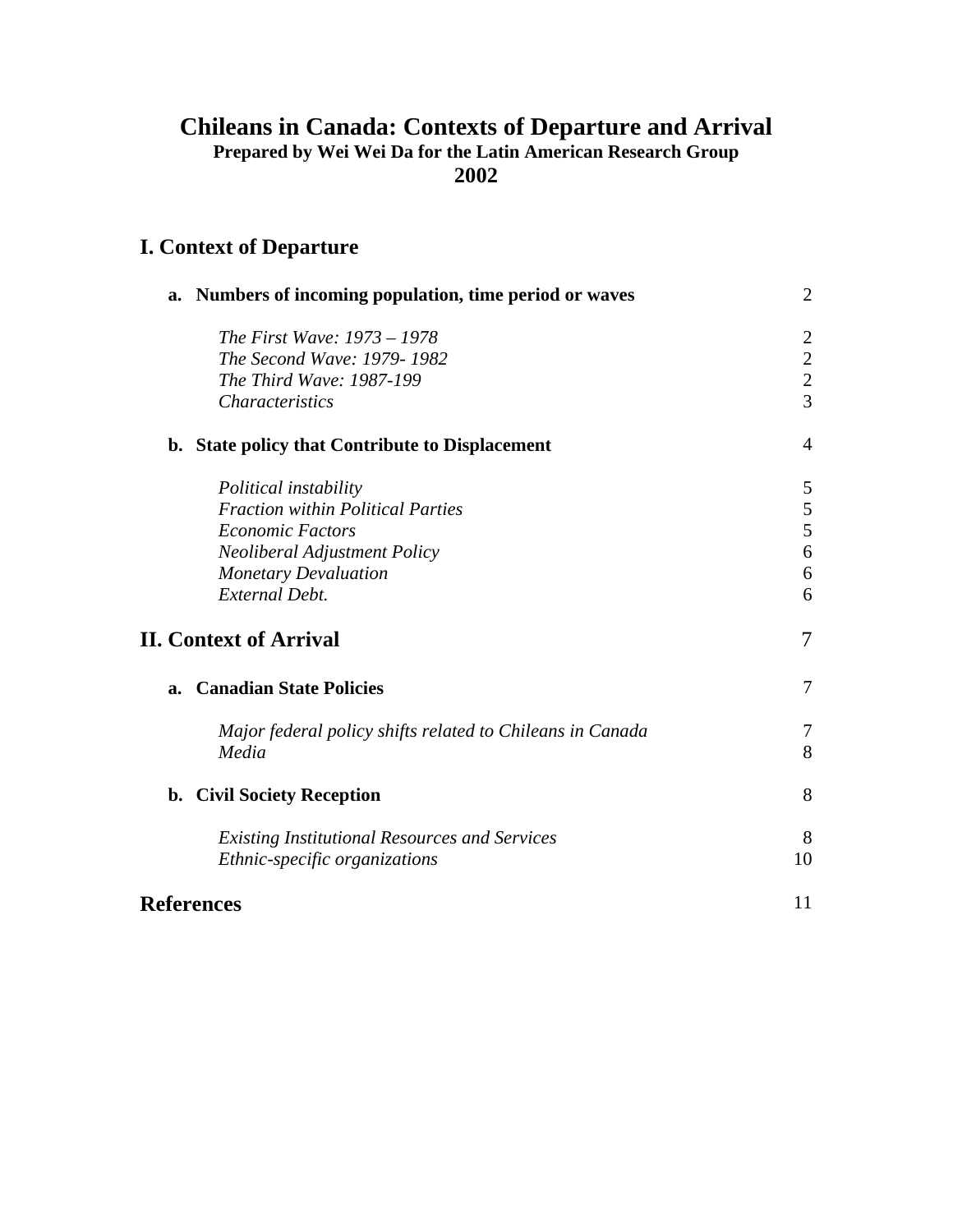# Chileans in Canada: Contexts of Departure and Arrival

**Prepared by Wei Wei Da for the Latin American Research Group**

**2002**

## I. Context of Departure

**a. Numbers of incoming population, time period or waves** 2

*The First Wave: 1973 – 1978* 2
*The Second Wave: 1979- 1982* 2
*The Third Wave: 1987-199* 2
*Characteristics* 3

**b. State policy that Contribute to Displacement** 4

*Political instability* 5
*Fraction within Political Parties* 5
*Economic Factors* 5
*Neoliberal Adjustment Policy* 6
*Monetary Devaluation* 6
*External Debt.* 6

## II. Context of Arrival 7

**a. Canadian State Policies** 7

*Major federal policy shifts related to Chileans in Canada* 7
*Media* 8

**b. Civil Society Reception** 8

*Existing Institutional Resources and Services* 8
*Ethnic-specific organizations* 10

## References 11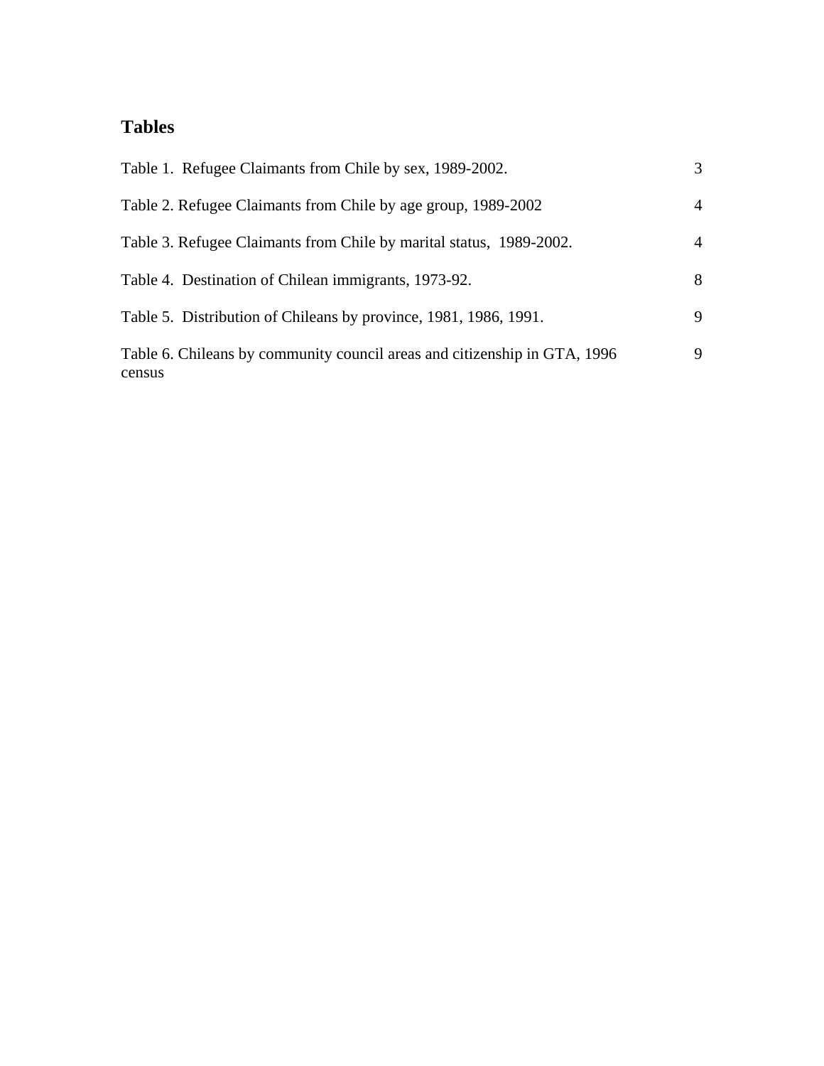## Tables

| | |
|---|---|
| Table 1. Refugee Claimants from Chile by sex, 1989-2002. | 3 |
| Table 2. Refugee Claimants from Chile by age group, 1989-2002 | 4 |
| Table 3. Refugee Claimants from Chile by marital status, 1989-2002. | 4 |
| Table 4. Destination of Chilean immigrants, 1973-92. | 8 |
| Table 5. Distribution of Chileans by province, 1981, 1986, 1991. | 9 |
| Table 6. Chileans by community council areas and citizenship in GTA, 1996 census | 9 |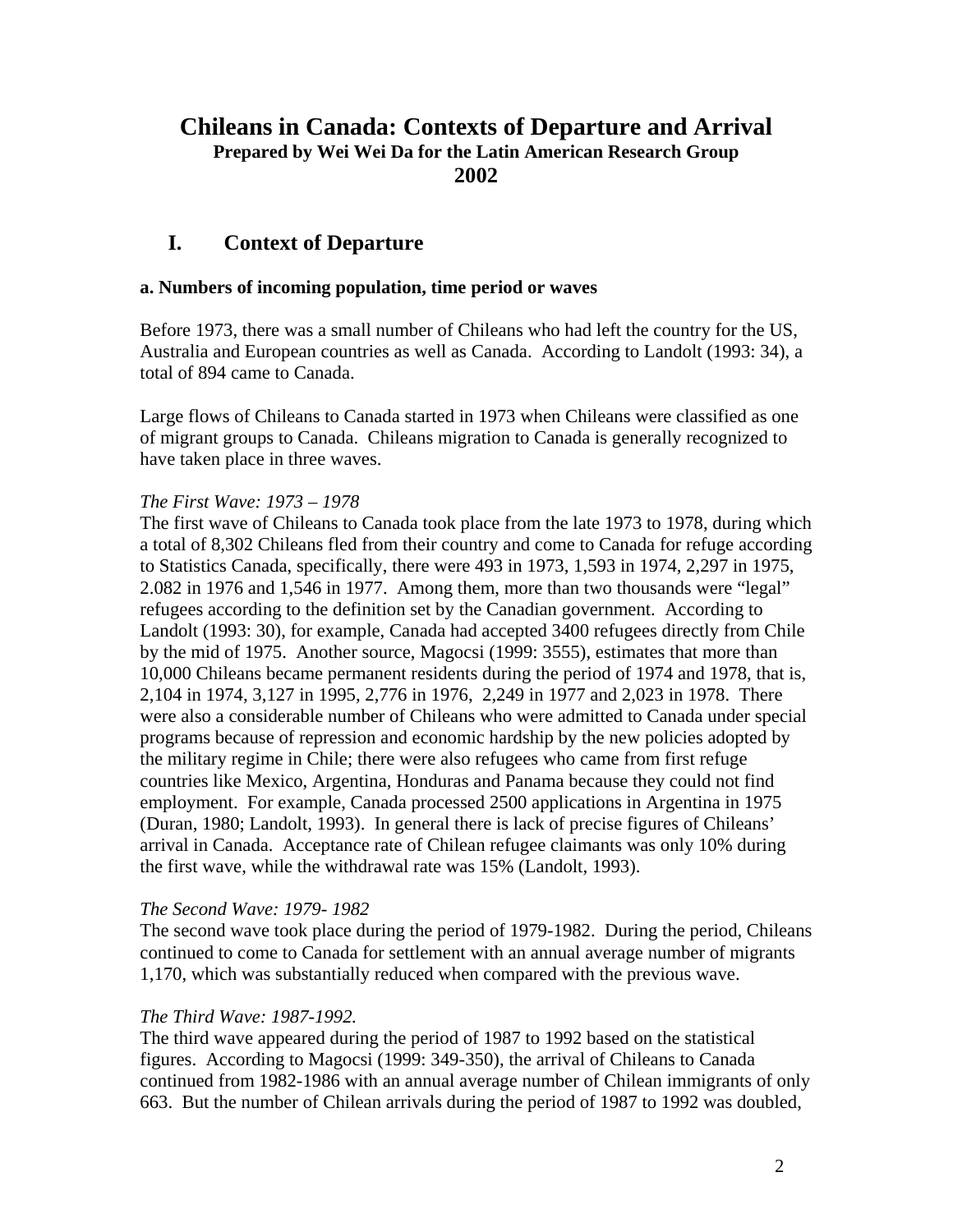# Chileans in Canada: Contexts of Departure and Arrival

**Prepared by Wei Wei Da for the Latin American Research Group**

**2002**

## I. Context of Departure

### a. Numbers of incoming population, time period or waves

Before 1973, there was a small number of Chileans who had left the country for the US, Australia and European countries as well as Canada. According to Landolt (1993: 34), a total of 894 came to Canada.

Large flows of Chileans to Canada started in 1973 when Chileans were classified as one of migrant groups to Canada. Chileans migration to Canada is generally recognized to have taken place in three waves.

*The First Wave: 1973 – 1978*

The first wave of Chileans to Canada took place from the late 1973 to 1978, during which a total of 8,302 Chileans fled from their country and come to Canada for refuge according to Statistics Canada, specifically, there were 493 in 1973, 1,593 in 1974, 2,297 in 1975, 2.082 in 1976 and 1,546 in 1977. Among them, more than two thousands were "legal" refugees according to the definition set by the Canadian government. According to Landolt (1993: 30), for example, Canada had accepted 3400 refugees directly from Chile by the mid of 1975. Another source, Magocsi (1999: 3555), estimates that more than 10,000 Chileans became permanent residents during the period of 1974 and 1978, that is, 2,104 in 1974, 3,127 in 1995, 2,776 in 1976, 2,249 in 1977 and 2,023 in 1978. There were also a considerable number of Chileans who were admitted to Canada under special programs because of repression and economic hardship by the new policies adopted by the military regime in Chile; there were also refugees who came from first refuge countries like Mexico, Argentina, Honduras and Panama because they could not find employment. For example, Canada processed 2500 applications in Argentina in 1975 (Duran, 1980; Landolt, 1993). In general there is lack of precise figures of Chileans' arrival in Canada. Acceptance rate of Chilean refugee claimants was only 10% during the first wave, while the withdrawal rate was 15% (Landolt, 1993).

*The Second Wave: 1979- 1982*

The second wave took place during the period of 1979-1982. During the period, Chileans continued to come to Canada for settlement with an annual average number of migrants 1,170, which was substantially reduced when compared with the previous wave.

*The Third Wave: 1987-1992.*

The third wave appeared during the period of 1987 to 1992 based on the statistical figures. According to Magocsi (1999: 349-350), the arrival of Chileans to Canada continued from 1982-1986 with an annual average number of Chilean immigrants of only 663. But the number of Chilean arrivals during the period of 1987 to 1992 was doubled,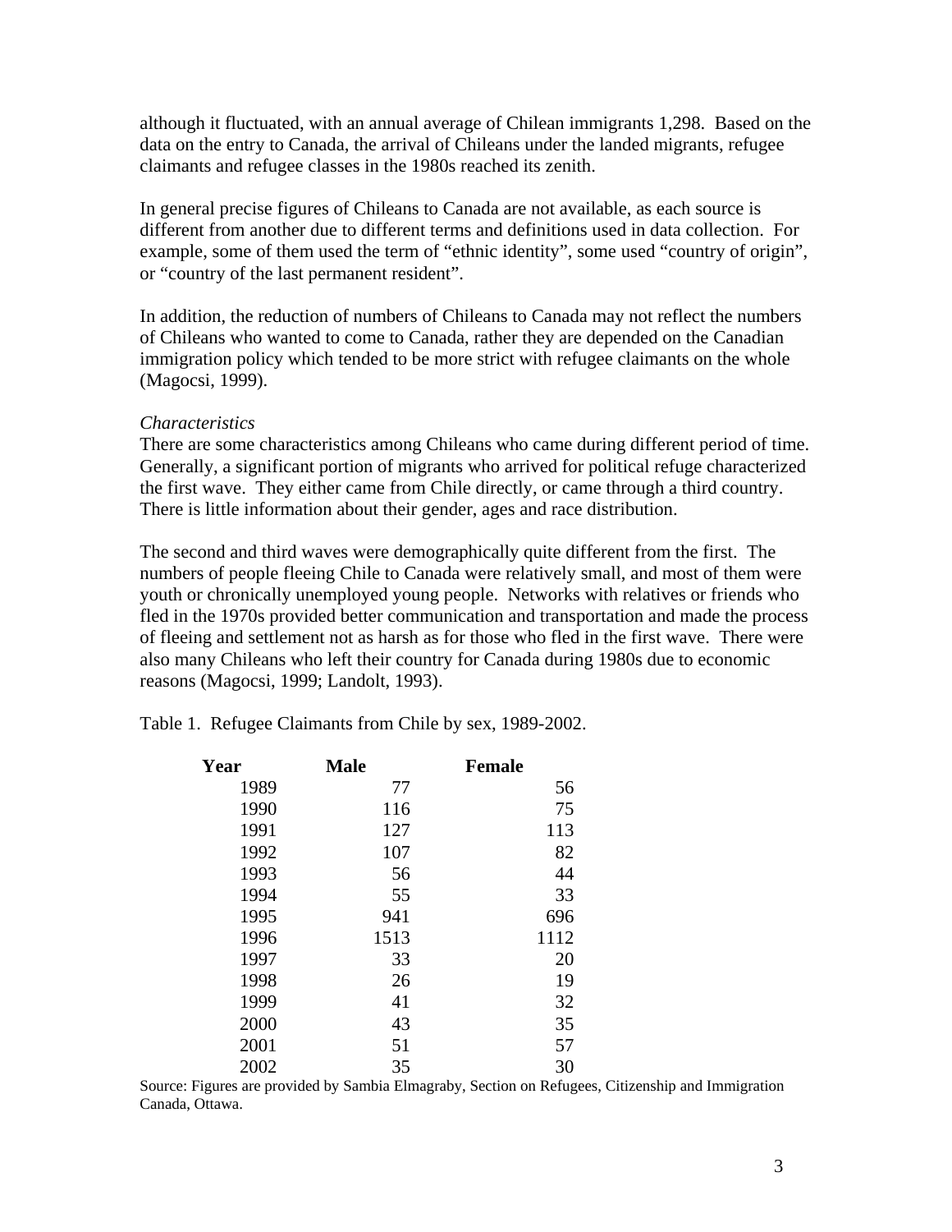although it fluctuated, with an annual average of Chilean immigrants 1,298. Based on the data on the entry to Canada, the arrival of Chileans under the landed migrants, refugee claimants and refugee classes in the 1980s reached its zenith.

In general precise figures of Chileans to Canada are not available, as each source is different from another due to different terms and definitions used in data collection. For example, some of them used the term of "ethnic identity", some used "country of origin", or "country of the last permanent resident".

In addition, the reduction of numbers of Chileans to Canada may not reflect the numbers of Chileans who wanted to come to Canada, rather they are depended on the Canadian immigration policy which tended to be more strict with refugee claimants on the whole (Magocsi, 1999).

*Characteristics*

There are some characteristics among Chileans who came during different period of time. Generally, a significant portion of migrants who arrived for political refuge characterized the first wave. They either came from Chile directly, or came through a third country. There is little information about their gender, ages and race distribution.

The second and third waves were demographically quite different from the first. The numbers of people fleeing Chile to Canada were relatively small, and most of them were youth or chronically unemployed young people. Networks with relatives or friends who fled in the 1970s provided better communication and transportation and made the process of fleeing and settlement not as harsh as for those who fled in the first wave. There were also many Chileans who left their country for Canada during 1980s due to economic reasons (Magocsi, 1999; Landolt, 1993).

Table 1. Refugee Claimants from Chile by sex, 1989-2002.

| Year | Male | Female |
|---|---|---|
| 1989 | 77 | 56 |
| 1990 | 116 | 75 |
| 1991 | 127 | 113 |
| 1992 | 107 | 82 |
| 1993 | 56 | 44 |
| 1994 | 55 | 33 |
| 1995 | 941 | 696 |
| 1996 | 1513 | 1112 |
| 1997 | 33 | 20 |
| 1998 | 26 | 19 |
| 1999 | 41 | 32 |
| 2000 | 43 | 35 |
| 2001 | 51 | 57 |
| 2002 | 35 | 30 |

Source: Figures are provided by Sambia Elmagraby, Section on Refugees, Citizenship and Immigration Canada, Ottawa.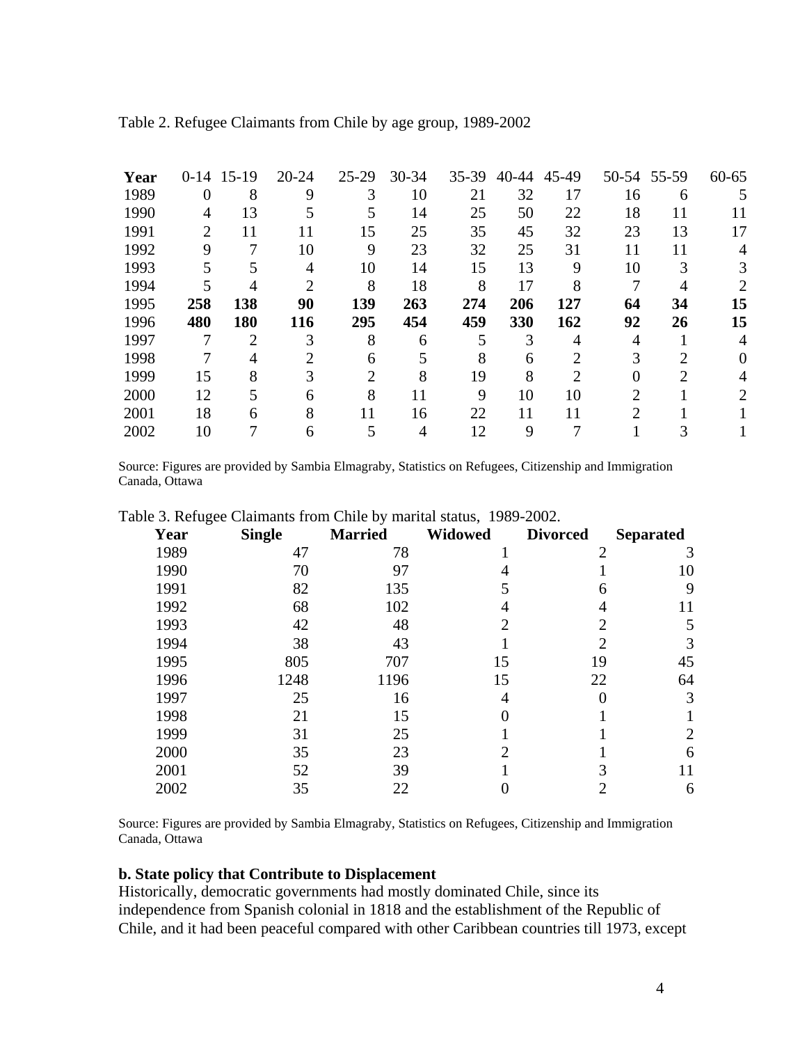Table 2. Refugee Claimants from Chile by age group, 1989-2002

| Year | 0-14 | 15-19 | 20-24 | 25-29 | 30-34 | 35-39 | 40-44 | 45-49 | 50-54 | 55-59 | 60-65 |
|---|---|---|---|---|---|---|---|---|---|---|---|
| 1989 | 0 | 8 | 9 | 3 | 10 | 21 | 32 | 17 | 16 | 6 | 5 |
| 1990 | 4 | 13 | 5 | 5 | 14 | 25 | 50 | 22 | 18 | 11 | 11 |
| 1991 | 2 | 11 | 11 | 15 | 25 | 35 | 45 | 32 | 23 | 13 | 17 |
| 1992 | 9 | 7 | 10 | 9 | 23 | 32 | 25 | 31 | 11 | 11 | 4 |
| 1993 | 5 | 5 | 4 | 10 | 14 | 15 | 13 | 9 | 10 | 3 | 3 |
| 1994 | 5 | 4 | 2 | 8 | 18 | 8 | 17 | 8 | 7 | 4 | 2 |
| 1995 | **258** | **138** | **90** | **139** | **263** | **274** | **206** | **127** | **64** | **34** | **15** |
| 1996 | **480** | **180** | **116** | **295** | **454** | **459** | **330** | **162** | **92** | **26** | **15** |
| 1997 | 7 | 2 | 3 | 8 | 6 | 5 | 3 | 4 | 4 | 1 | 4 |
| 1998 | 7 | 4 | 2 | 6 | 5 | 8 | 6 | 2 | 3 | 2 | 0 |
| 1999 | 15 | 8 | 3 | 2 | 8 | 19 | 8 | 2 | 0 | 2 | 4 |
| 2000 | 12 | 5 | 6 | 8 | 11 | 9 | 10 | 10 | 2 | 1 | 2 |
| 2001 | 18 | 6 | 8 | 11 | 16 | 22 | 11 | 11 | 2 | 1 | 1 |
| 2002 | 10 | 7 | 6 | 5 | 4 | 12 | 9 | 7 | 1 | 3 | 1 |

Source: Figures are provided by Sambia Elmagraby, Statistics on Refugees, Citizenship and Immigration Canada, Ottawa

Table 3. Refugee Claimants from Chile by marital status, 1989-2002.

| Year | Single | Married | Widowed | Divorced | Separated |
|---|---|---|---|---|---|
| 1989 | 47 | 78 | 1 | 2 | 3 |
| 1990 | 70 | 97 | 4 | 1 | 10 |
| 1991 | 82 | 135 | 5 | 6 | 9 |
| 1992 | 68 | 102 | 4 | 4 | 11 |
| 1993 | 42 | 48 | 2 | 2 | 5 |
| 1994 | 38 | 43 | 1 | 2 | 3 |
| 1995 | 805 | 707 | 15 | 19 | 45 |
| 1996 | 1248 | 1196 | 15 | 22 | 64 |
| 1997 | 25 | 16 | 4 | 0 | 3 |
| 1998 | 21 | 15 | 0 | 1 | 1 |
| 1999 | 31 | 25 | 1 | 1 | 2 |
| 2000 | 35 | 23 | 2 | 1 | 6 |
| 2001 | 52 | 39 | 1 | 3 | 11 |
| 2002 | 35 | 22 | 0 | 2 | 6 |

Source: Figures are provided by Sambia Elmagraby, Statistics on Refugees, Citizenship and Immigration Canada, Ottawa

**b. State policy that Contribute to Displacement**

Historically, democratic governments had mostly dominated Chile, since its independence from Spanish colonial in 1818 and the establishment of the Republic of Chile, and it had been peaceful compared with other Caribbean countries till 1973, except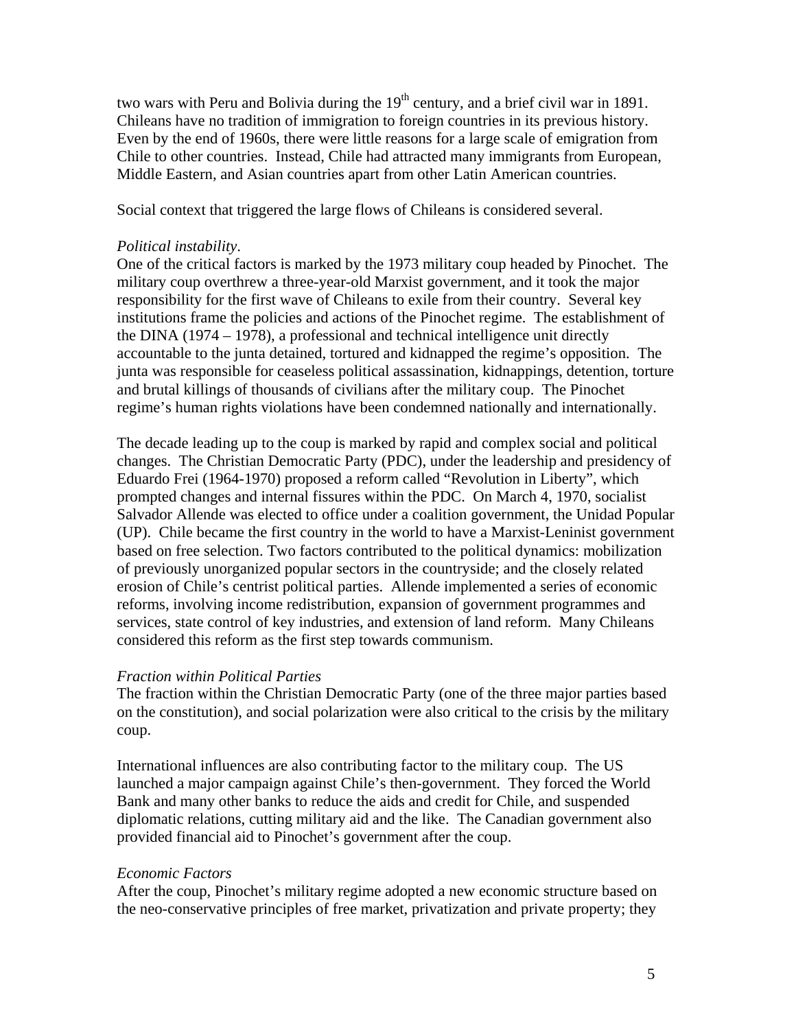two wars with Peru and Bolivia during the 19th century, and a brief civil war in 1891. Chileans have no tradition of immigration to foreign countries in its previous history. Even by the end of 1960s, there were little reasons for a large scale of emigration from Chile to other countries. Instead, Chile had attracted many immigrants from European, Middle Eastern, and Asian countries apart from other Latin American countries.

Social context that triggered the large flows of Chileans is considered several.

*Political instability*.

One of the critical factors is marked by the 1973 military coup headed by Pinochet. The military coup overthrew a three-year-old Marxist government, and it took the major responsibility for the first wave of Chileans to exile from their country. Several key institutions frame the policies and actions of the Pinochet regime. The establishment of the DINA (1974 – 1978), a professional and technical intelligence unit directly accountable to the junta detained, tortured and kidnapped the regime's opposition. The junta was responsible for ceaseless political assassination, kidnappings, detention, torture and brutal killings of thousands of civilians after the military coup. The Pinochet regime's human rights violations have been condemned nationally and internationally.

The decade leading up to the coup is marked by rapid and complex social and political changes. The Christian Democratic Party (PDC), under the leadership and presidency of Eduardo Frei (1964-1970) proposed a reform called "Revolution in Liberty", which prompted changes and internal fissures within the PDC. On March 4, 1970, socialist Salvador Allende was elected to office under a coalition government, the Unidad Popular (UP). Chile became the first country in the world to have a Marxist-Leninist government based on free selection. Two factors contributed to the political dynamics: mobilization of previously unorganized popular sectors in the countryside; and the closely related erosion of Chile's centrist political parties. Allende implemented a series of economic reforms, involving income redistribution, expansion of government programmes and services, state control of key industries, and extension of land reform. Many Chileans considered this reform as the first step towards communism.

*Fraction within Political Parties*

The fraction within the Christian Democratic Party (one of the three major parties based on the constitution), and social polarization were also critical to the crisis by the military coup.

International influences are also contributing factor to the military coup. The US launched a major campaign against Chile's then-government. They forced the World Bank and many other banks to reduce the aids and credit for Chile, and suspended diplomatic relations, cutting military aid and the like. The Canadian government also provided financial aid to Pinochet's government after the coup.

*Economic Factors*

After the coup, Pinochet's military regime adopted a new economic structure based on the neo-conservative principles of free market, privatization and private property; they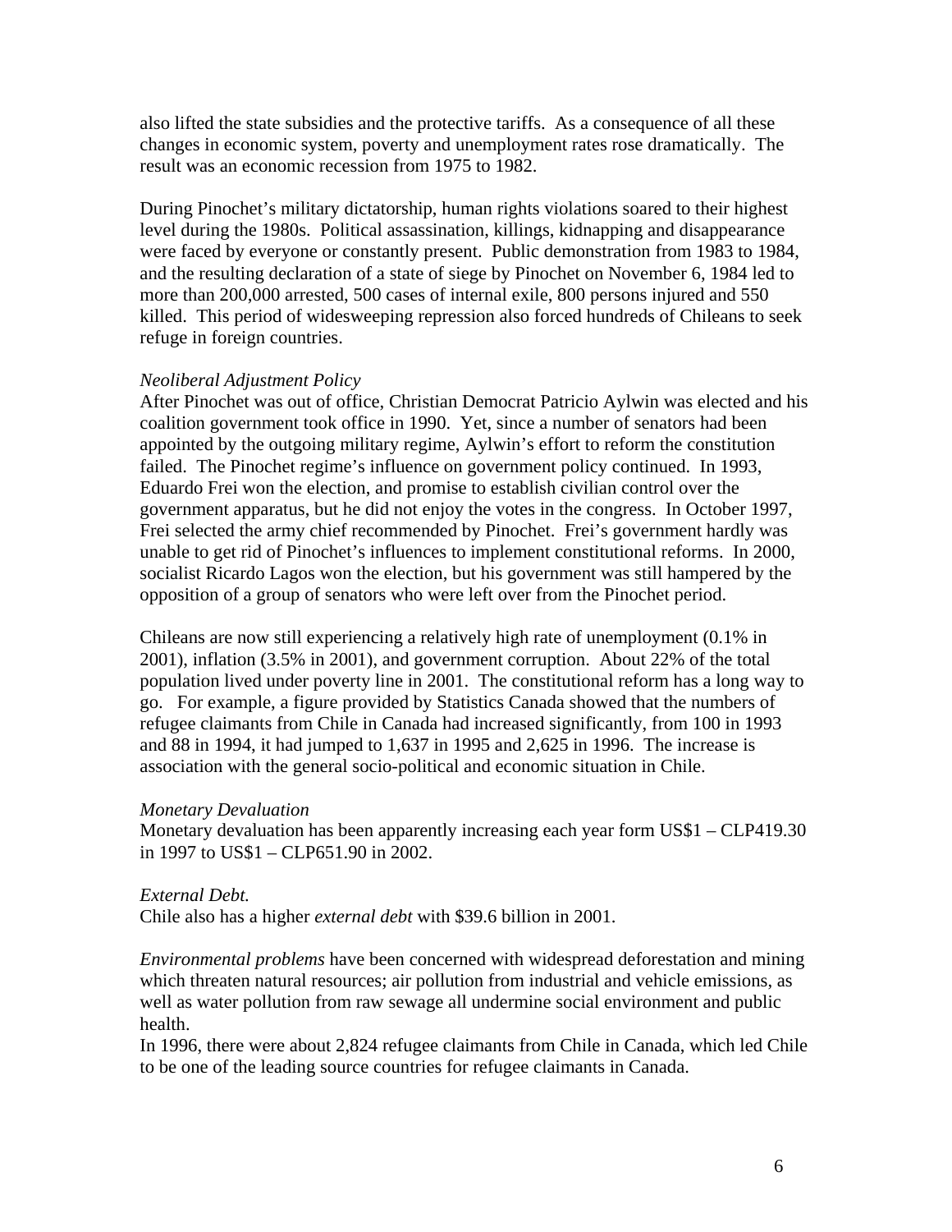also lifted the state subsidies and the protective tariffs. As a consequence of all these changes in economic system, poverty and unemployment rates rose dramatically. The result was an economic recession from 1975 to 1982.

During Pinochet's military dictatorship, human rights violations soared to their highest level during the 1980s. Political assassination, killings, kidnapping and disappearance were faced by everyone or constantly present. Public demonstration from 1983 to 1984, and the resulting declaration of a state of siege by Pinochet on November 6, 1984 led to more than 200,000 arrested, 500 cases of internal exile, 800 persons injured and 550 killed. This period of widesweeping repression also forced hundreds of Chileans to seek refuge in foreign countries.

*Neoliberal Adjustment Policy*

After Pinochet was out of office, Christian Democrat Patricio Aylwin was elected and his coalition government took office in 1990. Yet, since a number of senators had been appointed by the outgoing military regime, Aylwin's effort to reform the constitution failed. The Pinochet regime's influence on government policy continued. In 1993, Eduardo Frei won the election, and promise to establish civilian control over the government apparatus, but he did not enjoy the votes in the congress. In October 1997, Frei selected the army chief recommended by Pinochet. Frei's government hardly was unable to get rid of Pinochet's influences to implement constitutional reforms. In 2000, socialist Ricardo Lagos won the election, but his government was still hampered by the opposition of a group of senators who were left over from the Pinochet period.

Chileans are now still experiencing a relatively high rate of unemployment (0.1% in 2001), inflation (3.5% in 2001), and government corruption. About 22% of the total population lived under poverty line in 2001. The constitutional reform has a long way to go. For example, a figure provided by Statistics Canada showed that the numbers of refugee claimants from Chile in Canada had increased significantly, from 100 in 1993 and 88 in 1994, it had jumped to 1,637 in 1995 and 2,625 in 1996. The increase is association with the general socio-political and economic situation in Chile.

*Monetary Devaluation*

Monetary devaluation has been apparently increasing each year form US$1 – CLP419.30 in 1997 to US$1 – CLP651.90 in 2002.

*External Debt.*

Chile also has a higher *external debt* with $39.6 billion in 2001.

*Environmental problems* have been concerned with widespread deforestation and mining which threaten natural resources; air pollution from industrial and vehicle emissions, as well as water pollution from raw sewage all undermine social environment and public health.

In 1996, there were about 2,824 refugee claimants from Chile in Canada, which led Chile to be one of the leading source countries for refugee claimants in Canada.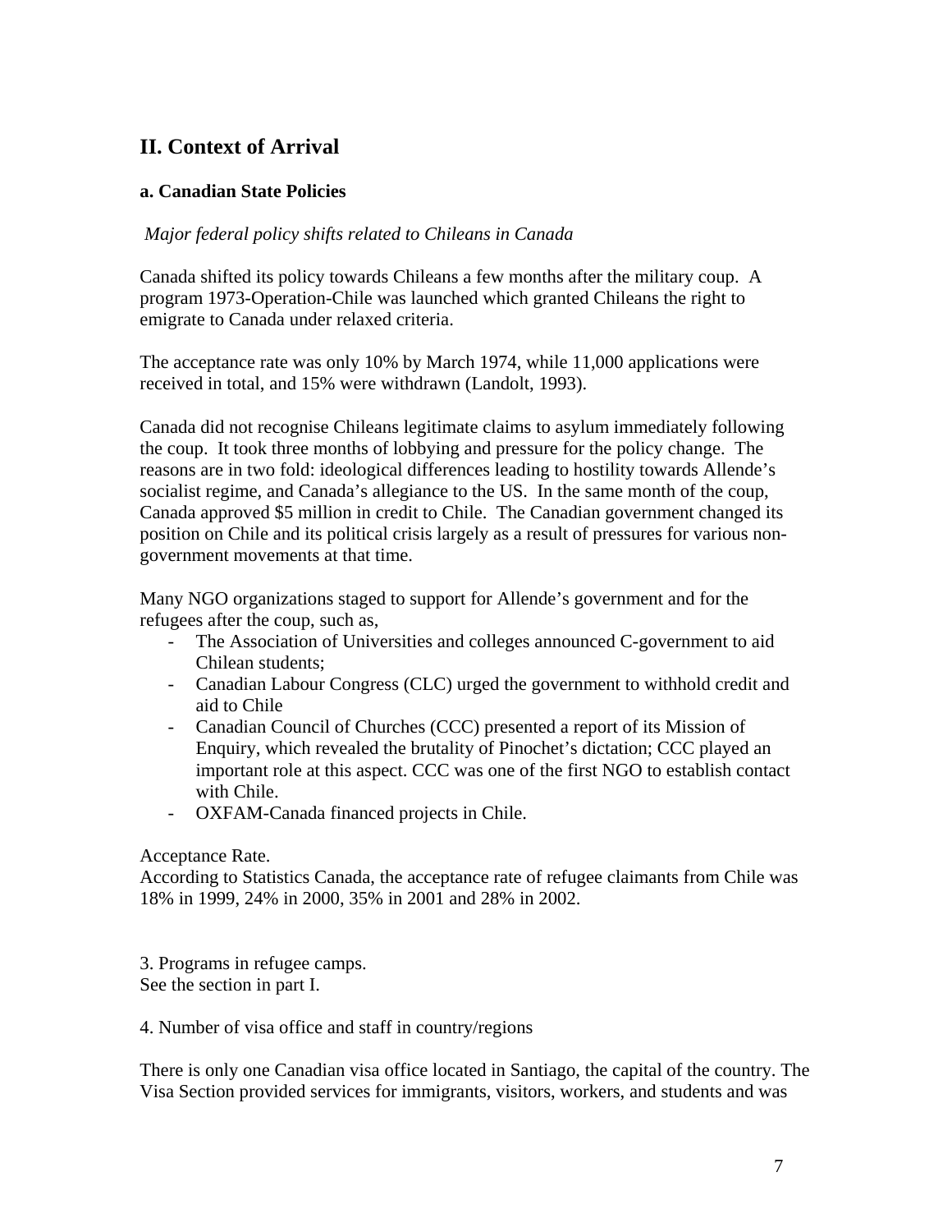## II. Context of Arrival

### a. Canadian State Policies

*Major federal policy shifts related to Chileans in Canada*

Canada shifted its policy towards Chileans a few months after the military coup. A program 1973-Operation-Chile was launched which granted Chileans the right to emigrate to Canada under relaxed criteria.

The acceptance rate was only 10% by March 1974, while 11,000 applications were received in total, and 15% were withdrawn (Landolt, 1993).

Canada did not recognise Chileans legitimate claims to asylum immediately following the coup. It took three months of lobbying and pressure for the policy change. The reasons are in two fold: ideological differences leading to hostility towards Allende's socialist regime, and Canada's allegiance to the US. In the same month of the coup, Canada approved $5 million in credit to Chile. The Canadian government changed its position on Chile and its political crisis largely as a result of pressures for various non-government movements at that time.

Many NGO organizations staged to support for Allende's government and for the refugees after the coup, such as,

- The Association of Universities and colleges announced C-government to aid Chilean students;
- Canadian Labour Congress (CLC) urged the government to withhold credit and aid to Chile
- Canadian Council of Churches (CCC) presented a report of its Mission of Enquiry, which revealed the brutality of Pinochet's dictation; CCC played an important role at this aspect. CCC was one of the first NGO to establish contact with Chile.
- OXFAM-Canada financed projects in Chile.

Acceptance Rate.
According to Statistics Canada, the acceptance rate of refugee claimants from Chile was 18% in 1999, 24% in 2000, 35% in 2001 and 28% in 2002.

3. Programs in refugee camps.
See the section in part I.

4. Number of visa office and staff in country/regions

There is only one Canadian visa office located in Santiago, the capital of the country. The Visa Section provided services for immigrants, visitors, workers, and students and was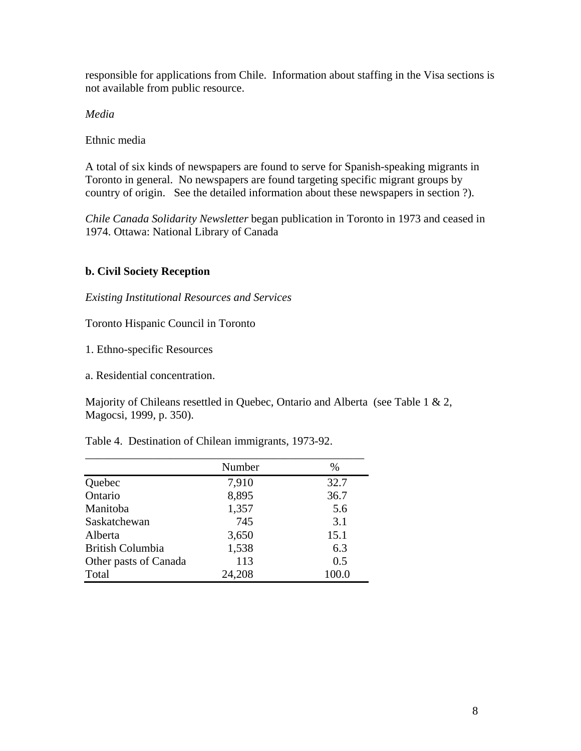responsible for applications from Chile. Information about staffing in the Visa sections is not available from public resource.

*Media*

Ethnic media

A total of six kinds of newspapers are found to serve for Spanish-speaking migrants in Toronto in general. No newspapers are found targeting specific migrant groups by country of origin. See the detailed information about these newspapers in section ?).

*Chile Canada Solidarity Newsletter* began publication in Toronto in 1973 and ceased in 1974. Ottawa: National Library of Canada

**b. Civil Society Reception**

*Existing Institutional Resources and Services*

Toronto Hispanic Council in Toronto

1. Ethno-specific Resources

a. Residential concentration.

Majority of Chileans resettled in Quebec, Ontario and Alberta (see Table 1 & 2, Magocsi, 1999, p. 350).

Table 4. Destination of Chilean immigrants, 1973-92.

| | Number | % |
|---|---|---|
| Quebec | 7,910 | 32.7 |
| Ontario | 8,895 | 36.7 |
| Manitoba | 1,357 | 5.6 |
| Saskatchewan | 745 | 3.1 |
| Alberta | 3,650 | 15.1 |
| British Columbia | 1,538 | 6.3 |
| Other pasts of Canada | 113 | 0.5 |
| Total | 24,208 | 100.0 |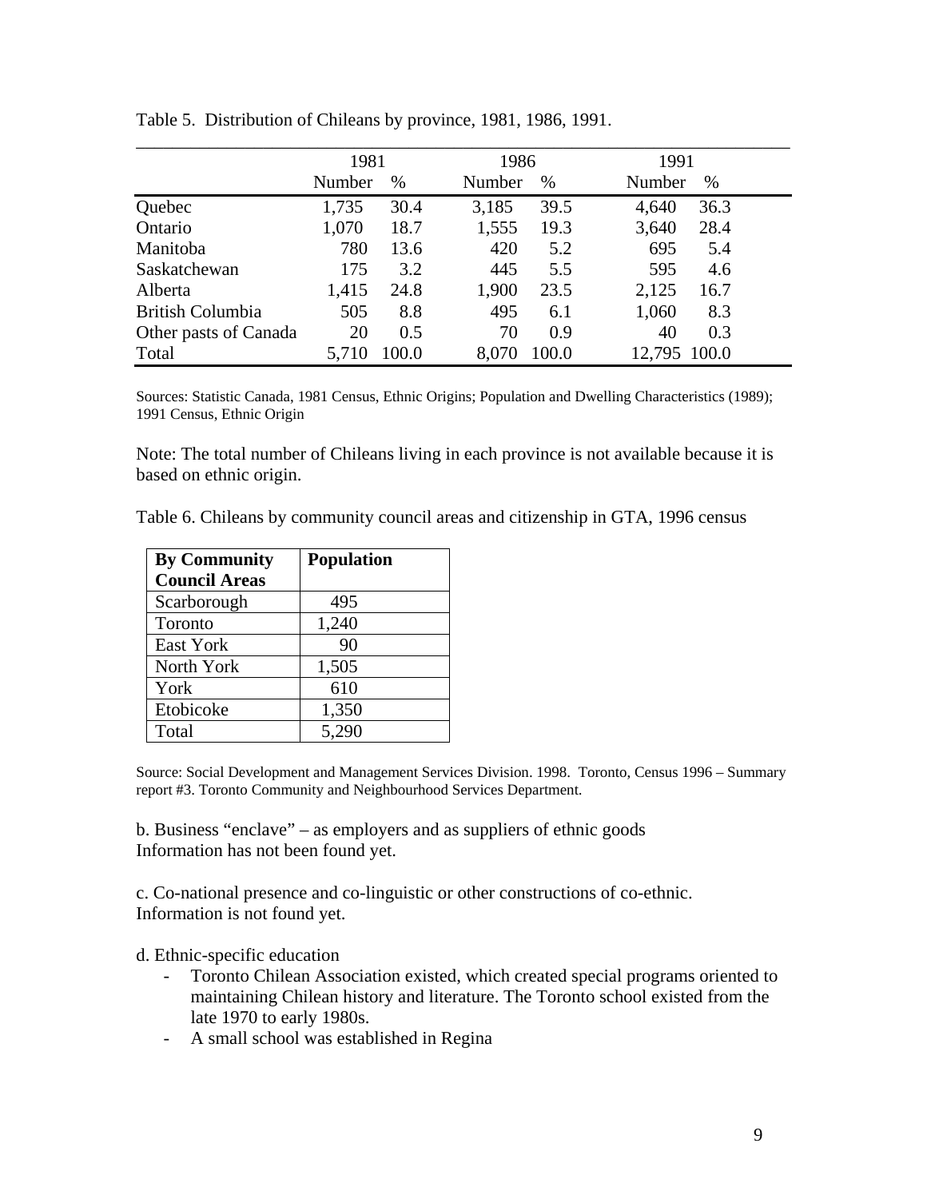Table 5. Distribution of Chileans by province, 1981, 1986, 1991.

| | 1981 | | 1986 | | 1991 | |
|---|---|---|---|---|---|---|
| | Number | % | Number | % | Number | % |
| Quebec | 1,735 | 30.4 | 3,185 | 39.5 | 4,640 | 36.3 |
| Ontario | 1,070 | 18.7 | 1,555 | 19.3 | 3,640 | 28.4 |
| Manitoba | 780 | 13.6 | 420 | 5.2 | 695 | 5.4 |
| Saskatchewan | 175 | 3.2 | 445 | 5.5 | 595 | 4.6 |
| Alberta | 1,415 | 24.8 | 1,900 | 23.5 | 2,125 | 16.7 |
| British Columbia | 505 | 8.8 | 495 | 6.1 | 1,060 | 8.3 |
| Other pasts of Canada | 20 | 0.5 | 70 | 0.9 | 40 | 0.3 |
| Total | 5,710 | 100.0 | 8,070 | 100.0 | 12,795 | 100.0 |

Sources: Statistic Canada, 1981 Census, Ethnic Origins; Population and Dwelling Characteristics (1989); 1991 Census, Ethnic Origin

Note: The total number of Chileans living in each province is not available because it is based on ethnic origin.

Table 6. Chileans by community council areas and citizenship in GTA, 1996 census

| **By Community Council Areas** | **Population** |
|---|---|
| Scarborough | 495 |
| Toronto | 1,240 |
| East York | 90 |
| North York | 1,505 |
| York | 610 |
| Etobicoke | 1,350 |
| Total | 5,290 |

Source: Social Development and Management Services Division. 1998. Toronto, Census 1996 – Summary report #3. Toronto Community and Neighbourhood Services Department.

b. Business "enclave" – as employers and as suppliers of ethnic goods
Information has not been found yet.

c. Co-national presence and co-linguistic or other constructions of co-ethnic.
Information is not found yet.

d. Ethnic-specific education

- Toronto Chilean Association existed, which created special programs oriented to maintaining Chilean history and literature. The Toronto school existed from the late 1970 to early 1980s.
- A small school was established in Regina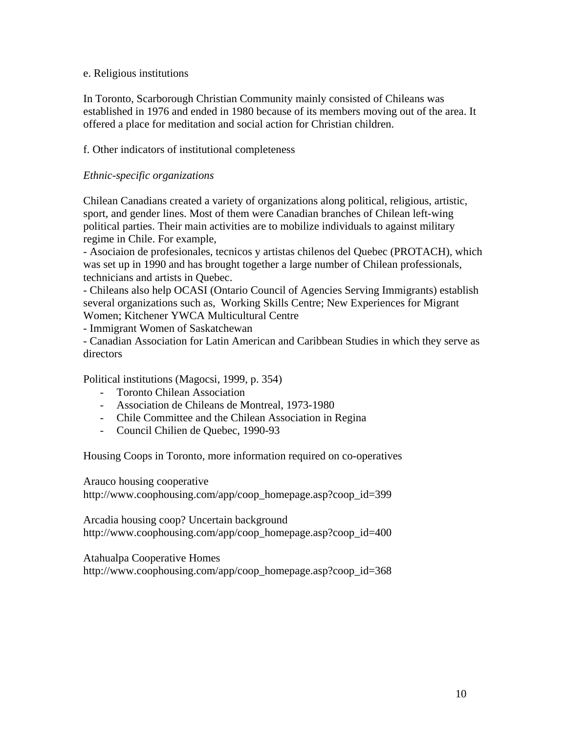e. Religious institutions

In Toronto, Scarborough Christian Community mainly consisted of Chileans was established in 1976 and ended in 1980 because of its members moving out of the area. It offered a place for meditation and social action for Christian children.

f. Other indicators of institutional completeness

*Ethnic-specific organizations*

Chilean Canadians created a variety of organizations along political, religious, artistic, sport, and gender lines. Most of them were Canadian branches of Chilean left-wing political parties. Their main activities are to mobilize individuals to against military regime in Chile. For example,

- Asociaion de profesionales, tecnicos y artistas chilenos del Quebec (PROTACH), which was set up in 1990 and has brought together a large number of Chilean professionals, technicians and artists in Quebec.
- Chileans also help OCASI (Ontario Council of Agencies Serving Immigrants) establish several organizations such as, Working Skills Centre; New Experiences for Migrant Women; Kitchener YWCA Multicultural Centre
- Immigrant Women of Saskatchewan
- Canadian Association for Latin American and Caribbean Studies in which they serve as directors

Political institutions (Magocsi, 1999, p. 354)

- Toronto Chilean Association
- Association de Chileans de Montreal, 1973-1980
- Chile Committee and the Chilean Association in Regina
- Council Chilien de Quebec, 1990-93

Housing Coops in Toronto, more information required on co-operatives

Arauco housing cooperative
http://www.coophousing.com/app/coop_homepage.asp?coop_id=399

Arcadia housing coop? Uncertain background
http://www.coophousing.com/app/coop_homepage.asp?coop_id=400

Atahualpa Cooperative Homes
http://www.coophousing.com/app/coop_homepage.asp?coop_id=368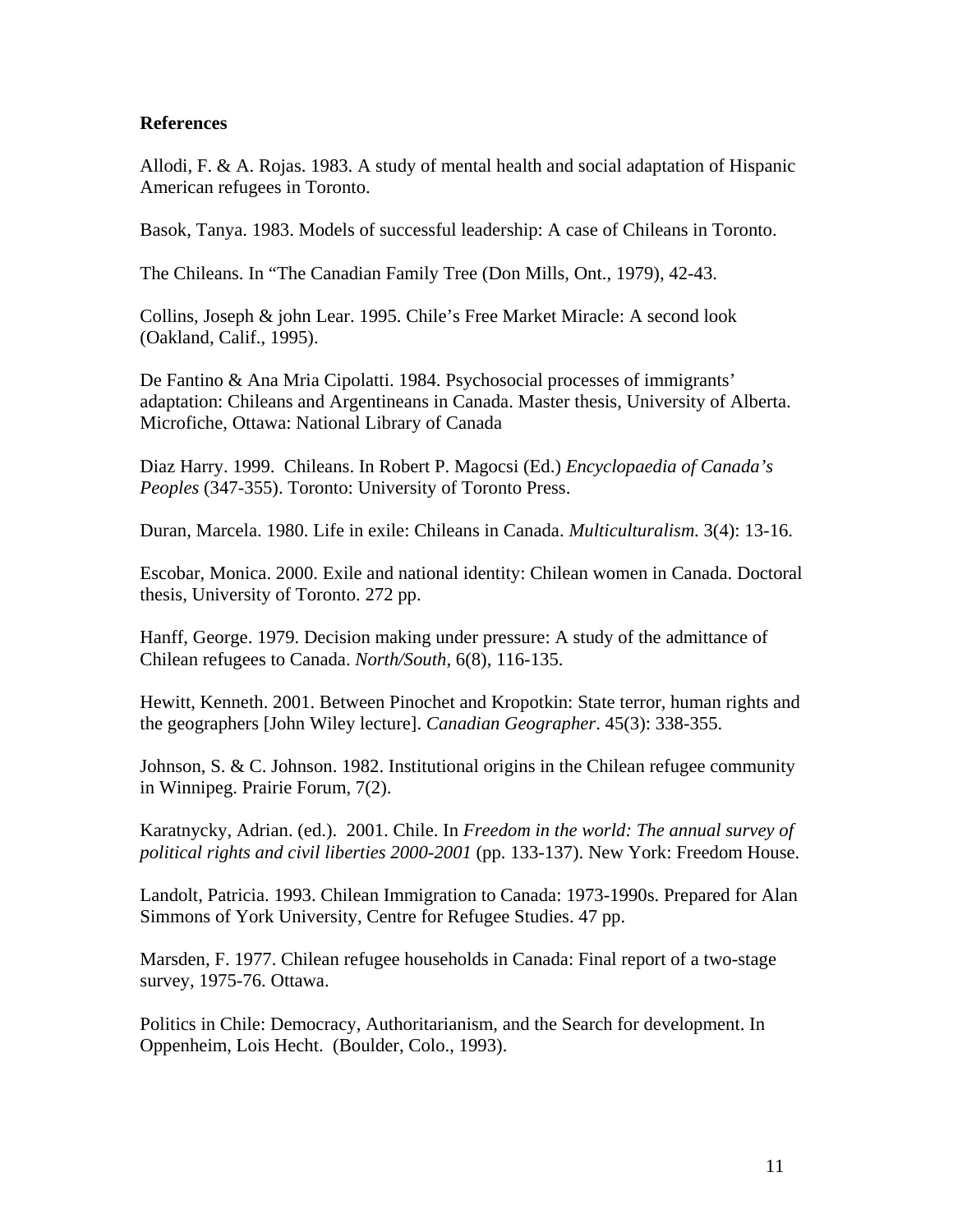**References**

Allodi, F. & A. Rojas. 1983. A study of mental health and social adaptation of Hispanic American refugees in Toronto.

Basok, Tanya. 1983. Models of successful leadership: A case of Chileans in Toronto.

The Chileans. In "The Canadian Family Tree (Don Mills, Ont., 1979), 42-43.

Collins, Joseph & john Lear. 1995. Chile's Free Market Miracle: A second look (Oakland, Calif., 1995).

De Fantino & Ana Mria Cipolatti. 1984. Psychosocial processes of immigrants' adaptation: Chileans and Argentineans in Canada. Master thesis, University of Alberta. Microfiche, Ottawa: National Library of Canada

Diaz Harry. 1999. Chileans. In Robert P. Magocsi (Ed.) *Encyclopaedia of Canada's Peoples* (347-355). Toronto: University of Toronto Press.

Duran, Marcela. 1980. Life in exile: Chileans in Canada. *Multiculturalism.* 3(4): 13-16.

Escobar, Monica. 2000. Exile and national identity: Chilean women in Canada. Doctoral thesis, University of Toronto. 272 pp.

Hanff, George. 1979. Decision making under pressure: A study of the admittance of Chilean refugees to Canada. *North/South*, 6(8), 116-135.

Hewitt, Kenneth. 2001. Between Pinochet and Kropotkin: State terror, human rights and the geographers [John Wiley lecture]. *Canadian Geographer*. 45(3): 338-355.

Johnson, S. & C. Johnson. 1982. Institutional origins in the Chilean refugee community in Winnipeg. Prairie Forum, 7(2).

Karatnycky, Adrian. (ed.). 2001. Chile. In *Freedom in the world: The annual survey of political rights and civil liberties 2000-2001* (pp. 133-137). New York: Freedom House.

Landolt, Patricia. 1993. Chilean Immigration to Canada: 1973-1990s. Prepared for Alan Simmons of York University, Centre for Refugee Studies. 47 pp.

Marsden, F. 1977. Chilean refugee households in Canada: Final report of a two-stage survey, 1975-76. Ottawa.

Politics in Chile: Democracy, Authoritarianism, and the Search for development. In Oppenheim, Lois Hecht. (Boulder, Colo., 1993).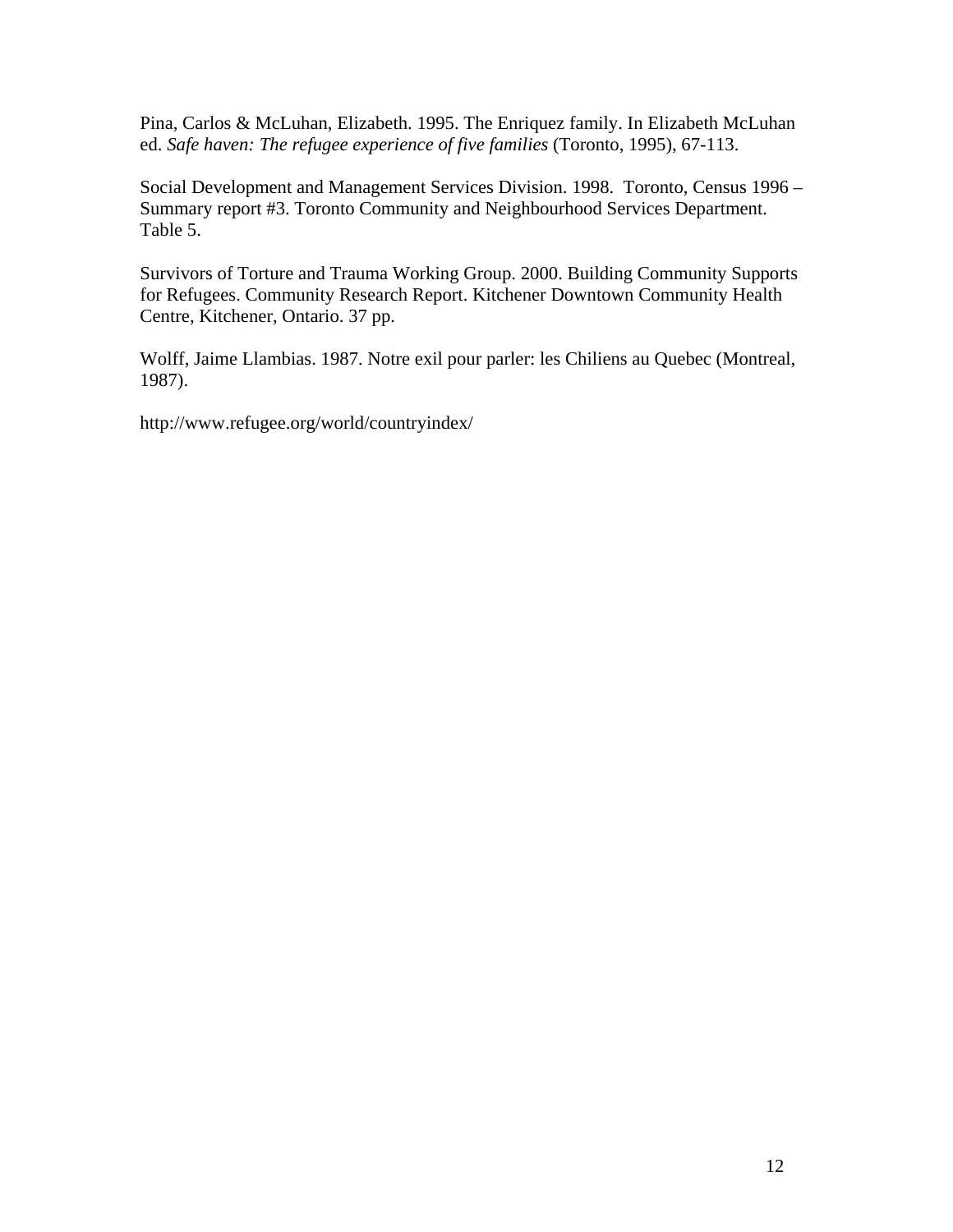Pina, Carlos & McLuhan, Elizabeth. 1995. The Enriquez family. In Elizabeth McLuhan ed. *Safe haven: The refugee experience of five families* (Toronto, 1995), 67-113.

Social Development and Management Services Division. 1998. Toronto, Census 1996 – Summary report #3. Toronto Community and Neighbourhood Services Department. Table 5.

Survivors of Torture and Trauma Working Group. 2000. Building Community Supports for Refugees. Community Research Report. Kitchener Downtown Community Health Centre, Kitchener, Ontario. 37 pp.

Wolff, Jaime Llambias. 1987. Notre exil pour parler: les Chiliens au Quebec (Montreal, 1987).

http://www.refugee.org/world/countryindex/